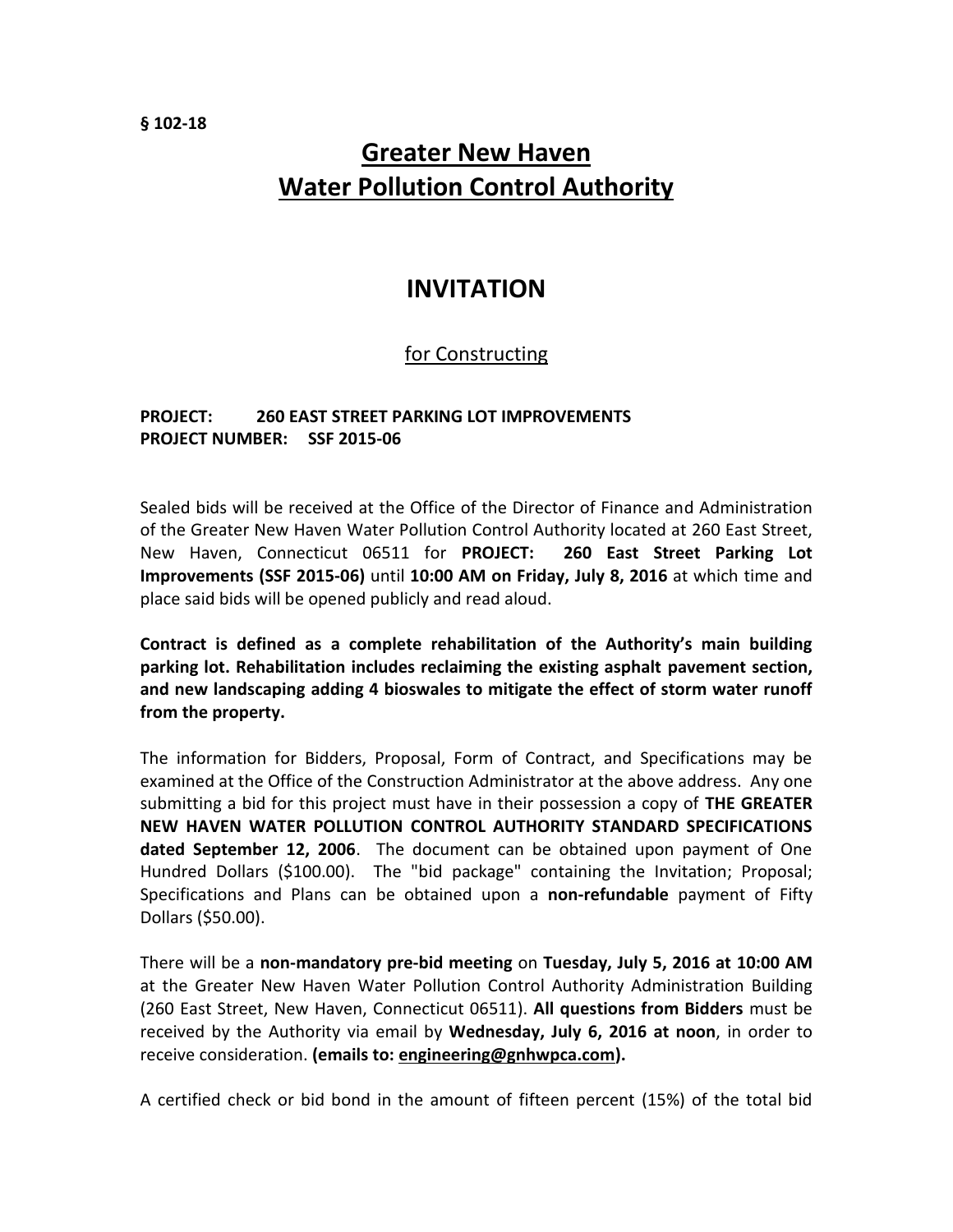§ 102-18

# Greater New Haven Water Pollution Control Authority

# INVITATION

## for Constructing

**PROJECT: 260 EAST STREET PARKING LOT IMPROVEMENTS**
**PROJECT NUMBER: SSF 2015-06**

Sealed bids will be received at the Office of the Director of Finance and Administration of the Greater New Haven Water Pollution Control Authority located at 260 East Street, New Haven, Connecticut 06511 for **PROJECT: 260 East Street Parking Lot Improvements (SSF 2015-06)** until **10:00 AM on Friday, July 8, 2016** at which time and place said bids will be opened publicly and read aloud.

**Contract is defined as a complete rehabilitation of the Authority's main building parking lot. Rehabilitation includes reclaiming the existing asphalt pavement section, and new landscaping adding 4 bioswales to mitigate the effect of storm water runoff from the property.**

The information for Bidders, Proposal, Form of Contract, and Specifications may be examined at the Office of the Construction Administrator at the above address. Any one submitting a bid for this project must have in their possession a copy of **THE GREATER NEW HAVEN WATER POLLUTION CONTROL AUTHORITY STANDARD SPECIFICATIONS dated September 12, 2006**. The document can be obtained upon payment of One Hundred Dollars ($100.00). The "bid package" containing the Invitation; Proposal; Specifications and Plans can be obtained upon a **non-refundable** payment of Fifty Dollars ($50.00).

There will be a **non-mandatory pre-bid meeting** on **Tuesday, July 5, 2016 at 10:00 AM** at the Greater New Haven Water Pollution Control Authority Administration Building (260 East Street, New Haven, Connecticut 06511). **All questions from Bidders** must be received by the Authority via email by **Wednesday, July 6, 2016 at noon**, in order to receive consideration. **(emails to: engineering@gnhwpca.com).**

A certified check or bid bond in the amount of fifteen percent (15%) of the total bid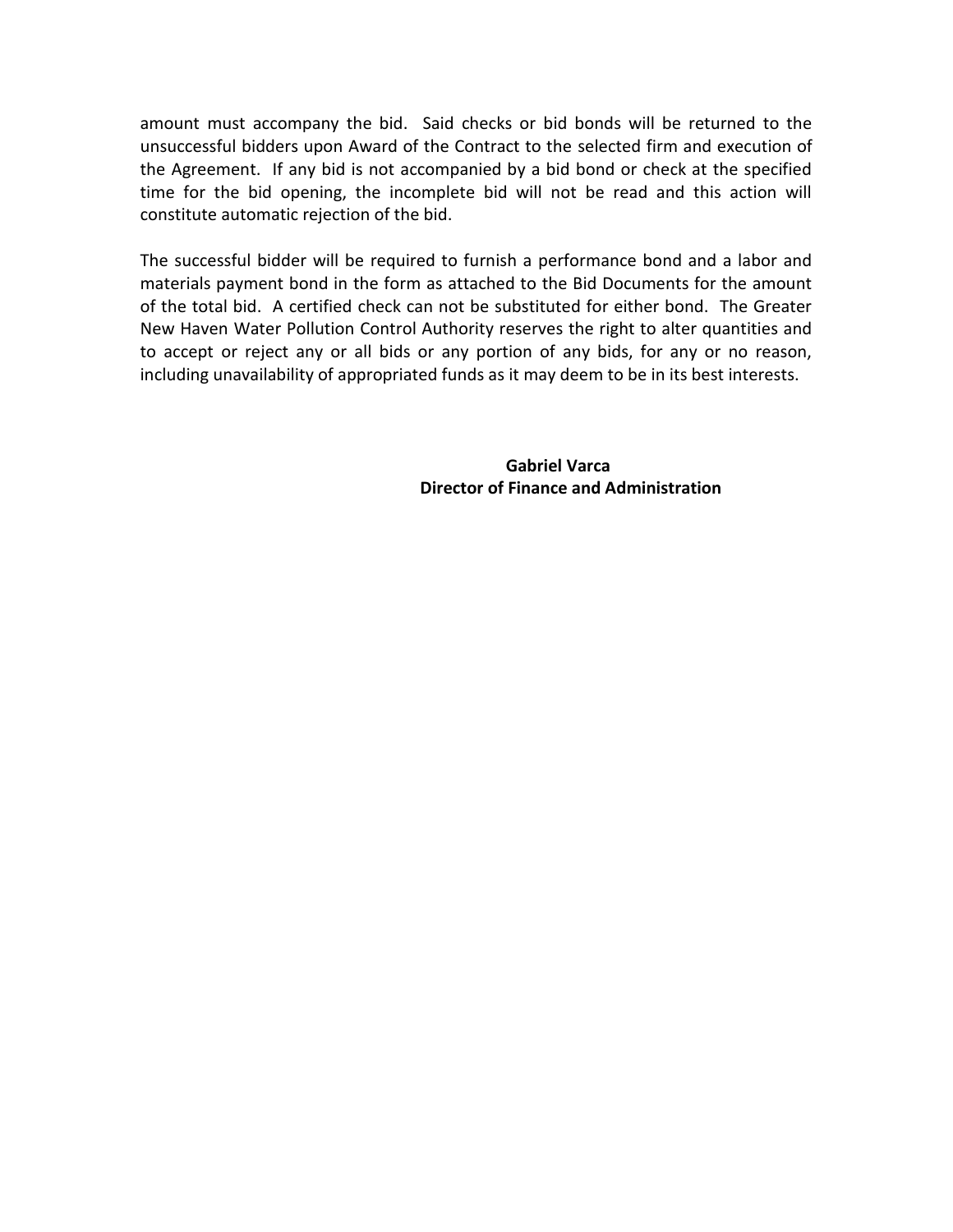amount must accompany the bid. Said checks or bid bonds will be returned to the unsuccessful bidders upon Award of the Contract to the selected firm and execution of the Agreement. If any bid is not accompanied by a bid bond or check at the specified time for the bid opening, the incomplete bid will not be read and this action will constitute automatic rejection of the bid.

The successful bidder will be required to furnish a performance bond and a labor and materials payment bond in the form as attached to the Bid Documents for the amount of the total bid. A certified check can not be substituted for either bond. The Greater New Haven Water Pollution Control Authority reserves the right to alter quantities and to accept or reject any or all bids or any portion of any bids, for any or no reason, including unavailability of appropriated funds as it may deem to be in its best interests.

**Gabriel Varca**
**Director of Finance and Administration**